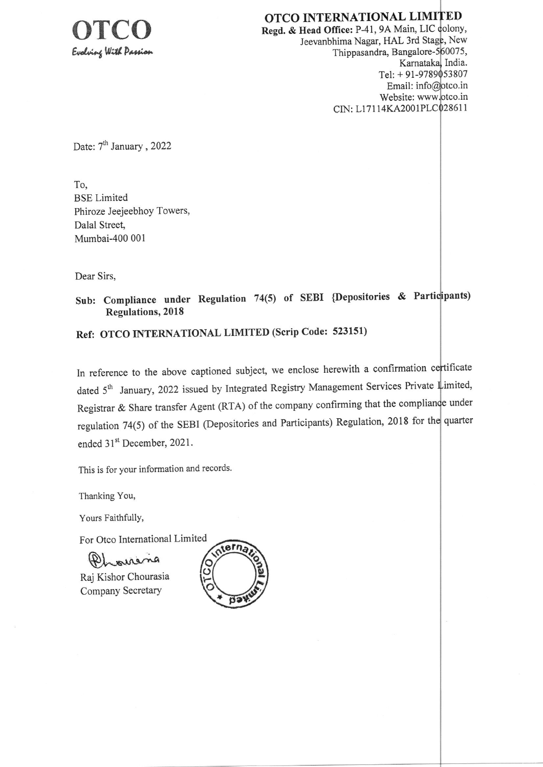**OTCO**
*Evolving With Passion*

**OTCO INTERNATIONAL LIMITED**
**Regd. & Head Office:** P-41, 9A Main, LIC colony,
Jeevanbhima Nagar, HAL 3rd Stage, New
Thippasandra, Bangalore-560075,
Karnataka, India.
Tel: + 91-9789053807
Email: info@otco.in
Website: www.otco.in
CIN: L17114KA2001PLC028611

Date: 7th January , 2022

To,
BSE Limited
Phiroze Jeejeebhoy Towers,
Dalal Street,
Mumbai-400 001

Dear Sirs,

**Sub: Compliance under Regulation 74(5) of SEBI {Depositories & Participants) Regulations, 2018**

**Ref: OTCO INTERNATIONAL LIMITED (Scrip Code: 523151)**

In reference to the above captioned subject, we enclose herewith a confirmation certificate dated 5th January, 2022 issued by Integrated Registry Management Services Private Limited, Registrar & Share transfer Agent (RTA) of the company confirming that the compliance under regulation 74(5) of the SEBI (Depositories and Participants) Regulation, 2018 for the quarter ended 31st December, 2021.

This is for your information and records.

Thanking You,

Yours Faithfully,

For Otco International Limited

Raj Kishor Chourasia
Company Secretary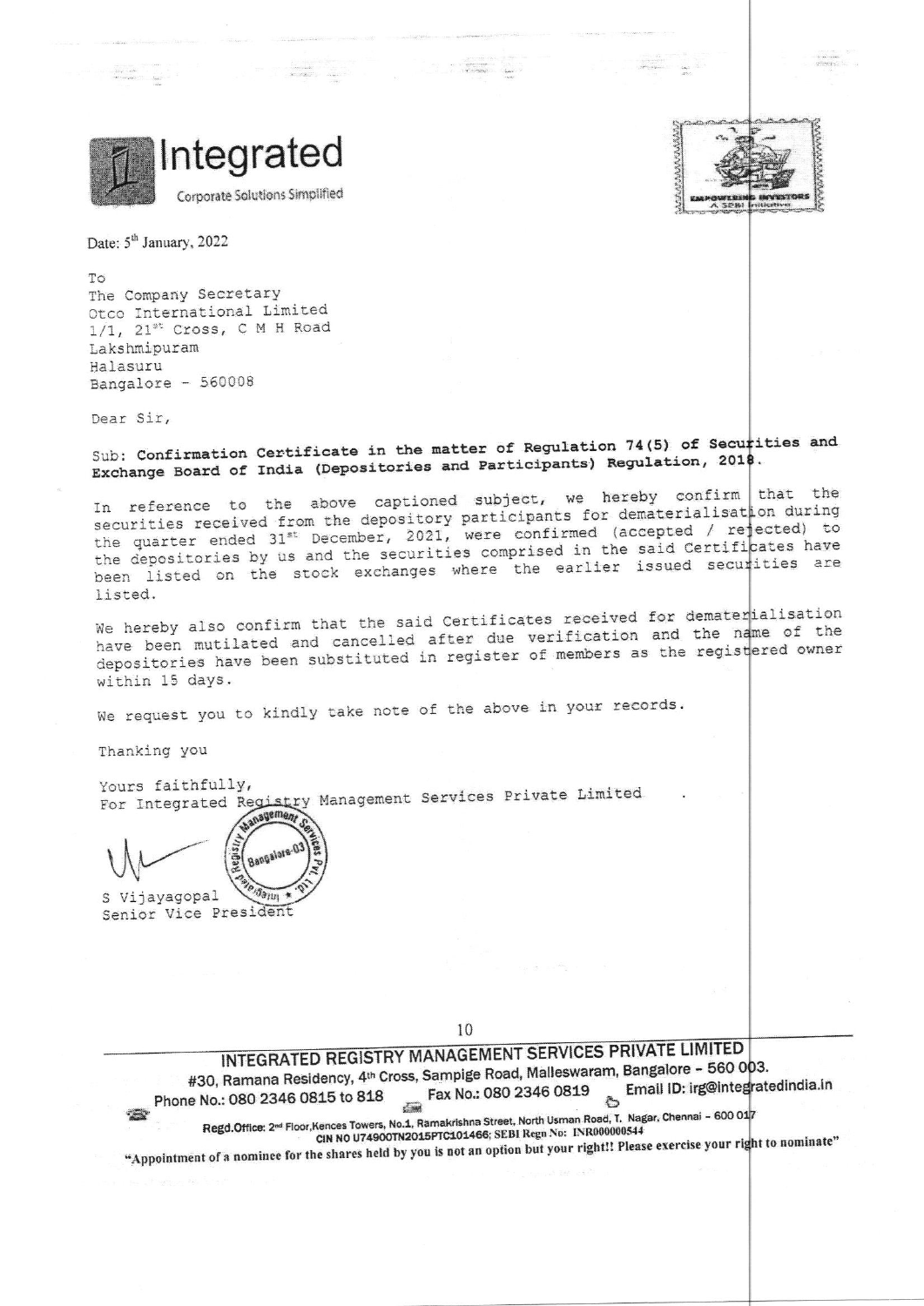Integrated

Corporate Solutions Simplified

Date: 5th January, 2022

To
The Company Secretary
Otco International Limited
1/1, 21st Cross, C M H Road
Lakshmipuram
Halasuru
Bangalore - 560008

Dear Sir,

Sub: **Confirmation Certificate in the matter of Regulation 74(5) of Securities and Exchange Board of India (Depositories and Participants) Regulation, 2018.**

In reference to the above captioned subject, we hereby confirm that the securities received from the depository participants for dematerialisation during the quarter ended 31st December, 2021, were confirmed (accepted / rejected) to the depositories by us and the securities comprised in the said Certificates have been listed on the stock exchanges where the earlier issued securities are listed.

We hereby also confirm that the said Certificates received for dematerialisation have been mutilated and cancelled after due verification and the name of the depositories have been substituted in register of members as the registered owner within 15 days.

We request you to kindly take note of the above in your records.

Thanking you

Yours faithfully,
For Integrated Registry Management Services Private Limited

S Vijayagopal
Senior Vice President

**INTEGRATED REGISTRY MANAGEMENT SERVICES PRIVATE LIMITED**
#30, Ramana Residency, 4th Cross, Sampige Road, Malleswaram, Bangalore - 560 003.
Phone No.: 080 2346 0815 to 818 Fax No.: 080 2346 0819 Email ID: irg@integratedindia.in
Regd.Office: 2nd Floor,Kences Towers, No.1, Ramakrishna Street, North Usman Road, T. Nagar, Chennai - 600 017
CIN NO U74900TN2015PTC101466; SEBI Regn No: INR000000544
"Appointment of a nominee for the shares held by you is not an option but your right!! Please exercise your right to nominate"